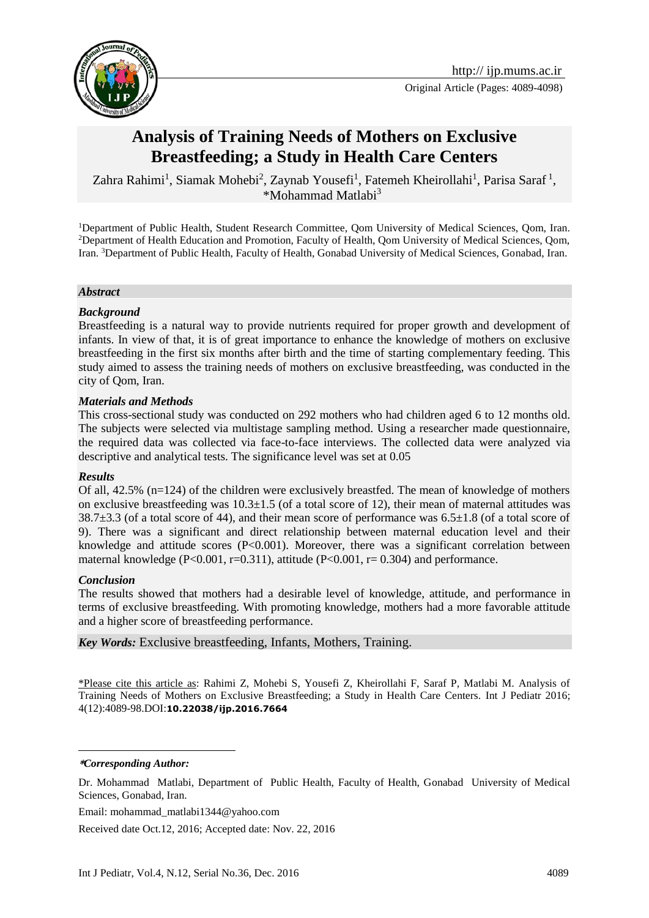Original Article (Pages: 4089-4098)

# Analysis of Training Needs of Mothers on Exclusive Breastfeeding; a Study in Health Care Centers

Zahra Rahimi[1], Siamak Mohebi[2], Zaynab Yousefi[1], Fatemeh Kheirollahi[1], Parisa Saraf[1], *Mohammad Matlabi[3]

[1]Department of Public Health, Student Research Committee, Qom University of Medical Sciences, Qom, Iran. [2]Department of Health Education and Promotion, Faculty of Health, Qom University of Medical Sciences, Qom, Iran. [3]Department of Public Health, Faculty of Health, Gonabad University of Medical Sciences, Gonabad, Iran.

## *Abstract*

### *Background*

Breastfeeding is a natural way to provide nutrients required for proper growth and development of infants. In view of that, it is of great importance to enhance the knowledge of mothers on exclusive breastfeeding in the first six months after birth and the time of starting complementary feeding. This study aimed to assess the training needs of mothers on exclusive breastfeeding, was conducted in the city of Qom, Iran.

### *Materials and Methods*

This cross-sectional study was conducted on 292 mothers who had children aged 6 to 12 months old. The subjects were selected via multistage sampling method. Using a researcher made questionnaire, the required data was collected via face-to-face interviews. The collected data were analyzed via descriptive and analytical tests. The significance level was set at 0.05

### *Results*

Of all, 42.5% (n=124) of the children were exclusively breastfed. The mean of knowledge of mothers on exclusive breastfeeding was 10.3±1.5 (of a total score of 12), their mean of maternal attitudes was 38.7±3.3 (of a total score of 44), and their mean score of performance was 6.5±1.8 (of a total score of 9). There was a significant and direct relationship between maternal education level and their knowledge and attitude scores (P<0.001). Moreover, there was a significant correlation between maternal knowledge (P<0.001, r=0.311), attitude (P<0.001, r= 0.304) and performance.

### *Conclusion*

The results showed that mothers had a desirable level of knowledge, attitude, and performance in terms of exclusive breastfeeding. With promoting knowledge, mothers had a more favorable attitude and a higher score of breastfeeding performance.

***Key Words:*** Exclusive breastfeeding, Infants, Mothers, Training.

\*Please cite this article as: Rahimi Z, Mohebi S, Yousefi Z, Kheirollahi F, Saraf P, Matlabi M. Analysis of Training Needs of Mothers on Exclusive Breastfeeding; a Study in Health Care Centers. Int J Pediatr 2016; 4(12):4089-98.DOI:**10.22038/ijp.2016.7664**

---

***\*Corresponding Author:***

Dr. Mohammad Matlabi, Department of Public Health, Faculty of Health, Gonabad University of Medical Sciences, Gonabad, Iran.

Email: mohammad_matlabi1344@yahoo.com

Received date Oct.12, 2016; Accepted date: Nov. 22, 2016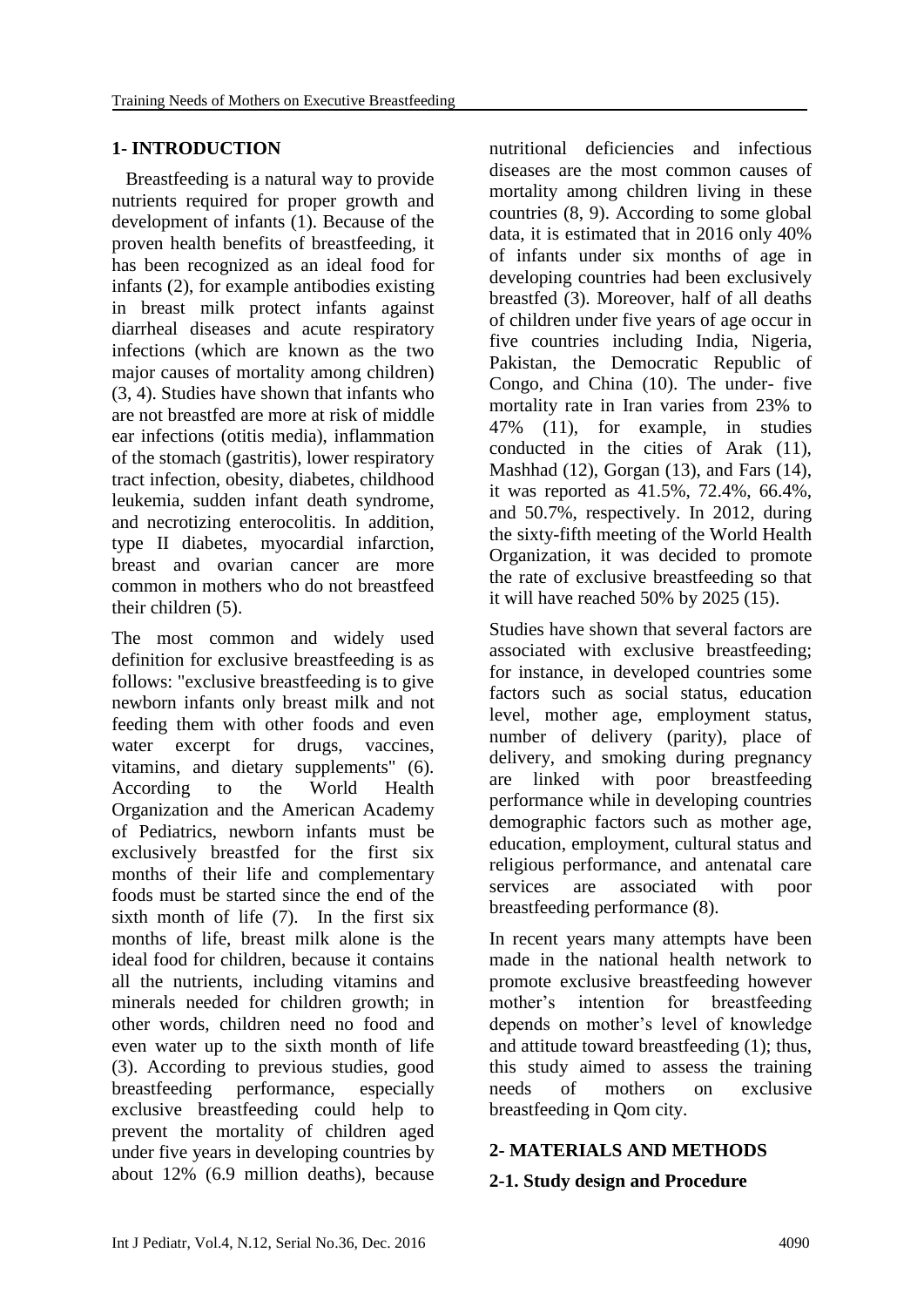## 1- INTRODUCTION

Breastfeeding is a natural way to provide nutrients required for proper growth and development of infants (1). Because of the proven health benefits of breastfeeding, it has been recognized as an ideal food for infants (2), for example antibodies existing in breast milk protect infants against diarrheal diseases and acute respiratory infections (which are known as the two major causes of mortality among children) (3, 4). Studies have shown that infants who are not breastfed are more at risk of middle ear infections (otitis media), inflammation of the stomach (gastritis), lower respiratory tract infection, obesity, diabetes, childhood leukemia, sudden infant death syndrome, and necrotizing enterocolitis. In addition, type II diabetes, myocardial infarction, breast and ovarian cancer are more common in mothers who do not breastfeed their children (5).

The most common and widely used definition for exclusive breastfeeding is as follows: "exclusive breastfeeding is to give newborn infants only breast milk and not feeding them with other foods and even water excerpt for drugs, vaccines, vitamins, and dietary supplements" (6). According to the World Health Organization and the American Academy of Pediatrics, newborn infants must be exclusively breastfed for the first six months of their life and complementary foods must be started since the end of the sixth month of life (7). In the first six months of life, breast milk alone is the ideal food for children, because it contains all the nutrients, including vitamins and minerals needed for children growth; in other words, children need no food and even water up to the sixth month of life (3). According to previous studies, good breastfeeding performance, especially exclusive breastfeeding could help to prevent the mortality of children aged under five years in developing countries by about 12% (6.9 million deaths), because nutritional deficiencies and infectious diseases are the most common causes of mortality among children living in these countries (8, 9). According to some global data, it is estimated that in 2016 only 40% of infants under six months of age in developing countries had been exclusively breastfed (3). Moreover, half of all deaths of children under five years of age occur in five countries including India, Nigeria, Pakistan, the Democratic Republic of Congo, and China (10). The under- five mortality rate in Iran varies from 23% to 47% (11), for example, in studies conducted in the cities of Arak (11), Mashhad (12), Gorgan (13), and Fars (14), it was reported as 41.5%, 72.4%, 66.4%, and 50.7%, respectively. In 2012, during the sixty-fifth meeting of the World Health Organization, it was decided to promote the rate of exclusive breastfeeding so that it will have reached 50% by 2025 (15).

Studies have shown that several factors are associated with exclusive breastfeeding; for instance, in developed countries some factors such as social status, education level, mother age, employment status, number of delivery (parity), place of delivery, and smoking during pregnancy are linked with poor breastfeeding performance while in developing countries demographic factors such as mother age, education, employment, cultural status and religious performance, and antenatal care services are associated with poor breastfeeding performance (8).

In recent years many attempts have been made in the national health network to promote exclusive breastfeeding however mother's intention for breastfeeding depends on mother's level of knowledge and attitude toward breastfeeding (1); thus, this study aimed to assess the training needs of mothers on exclusive breastfeeding in Qom city.

## 2- MATERIALS AND METHODS

### 2-1. Study design and Procedure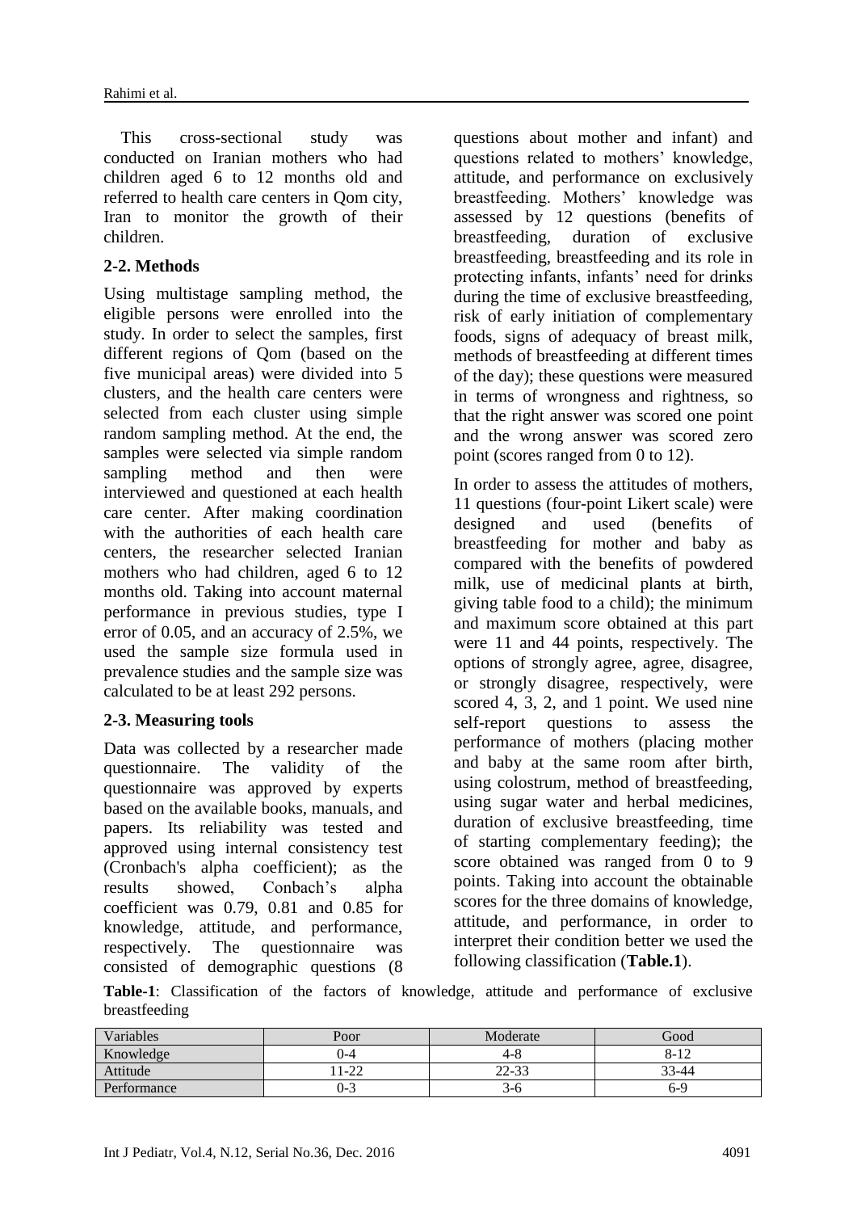This cross-sectional study was conducted on Iranian mothers who had children aged 6 to 12 months old and referred to health care centers in Qom city, Iran to monitor the growth of their children.

## 2-2. Methods

Using multistage sampling method, the eligible persons were enrolled into the study. In order to select the samples, first different regions of Qom (based on the five municipal areas) were divided into 5 clusters, and the health care centers were selected from each cluster using simple random sampling method. At the end, the samples were selected via simple random sampling method and then were interviewed and questioned at each health care center. After making coordination with the authorities of each health care centers, the researcher selected Iranian mothers who had children, aged 6 to 12 months old. Taking into account maternal performance in previous studies, type I error of 0.05, and an accuracy of 2.5%, we used the sample size formula used in prevalence studies and the sample size was calculated to be at least 292 persons.

## 2-3. Measuring tools

Data was collected by a researcher made questionnaire. The validity of the questionnaire was approved by experts based on the available books, manuals, and papers. Its reliability was tested and approved using internal consistency test (Cronbach's alpha coefficient); as the results showed, Conbach's alpha coefficient was 0.79, 0.81 and 0.85 for knowledge, attitude, and performance, respectively. The questionnaire was consisted of demographic questions (8 questions about mother and infant) and questions related to mothers' knowledge, attitude, and performance on exclusively breastfeeding. Mothers' knowledge was assessed by 12 questions (benefits of breastfeeding, duration of exclusive breastfeeding, breastfeeding and its role in protecting infants, infants' need for drinks during the time of exclusive breastfeeding, risk of early initiation of complementary foods, signs of adequacy of breast milk, methods of breastfeeding at different times of the day); these questions were measured in terms of wrongness and rightness, so that the right answer was scored one point and the wrong answer was scored zero point (scores ranged from 0 to 12).

In order to assess the attitudes of mothers, 11 questions (four-point Likert scale) were designed and used (benefits of breastfeeding for mother and baby as compared with the benefits of powdered milk, use of medicinal plants at birth, giving table food to a child); the minimum and maximum score obtained at this part were 11 and 44 points, respectively. The options of strongly agree, agree, disagree, or strongly disagree, respectively, were scored 4, 3, 2, and 1 point. We used nine self-report questions to assess the performance of mothers (placing mother and baby at the same room after birth, using colostrum, method of breastfeeding, using sugar water and herbal medicines, duration of exclusive breastfeeding, time of starting complementary feeding); the score obtained was ranged from 0 to 9 points. Taking into account the obtainable scores for the three domains of knowledge, attitude, and performance, in order to interpret their condition better we used the following classification (**Table.1**).

**Table-1**: Classification of the factors of knowledge, attitude and performance of exclusive breastfeeding

| Variables | Poor | Moderate | Good |
|---|---|---|---|
| Knowledge | 0-4 | 4-8 | 8-12 |
| Attitude | 11-22 | 22-33 | 33-44 |
| Performance | 0-3 | 3-6 | 6-9 |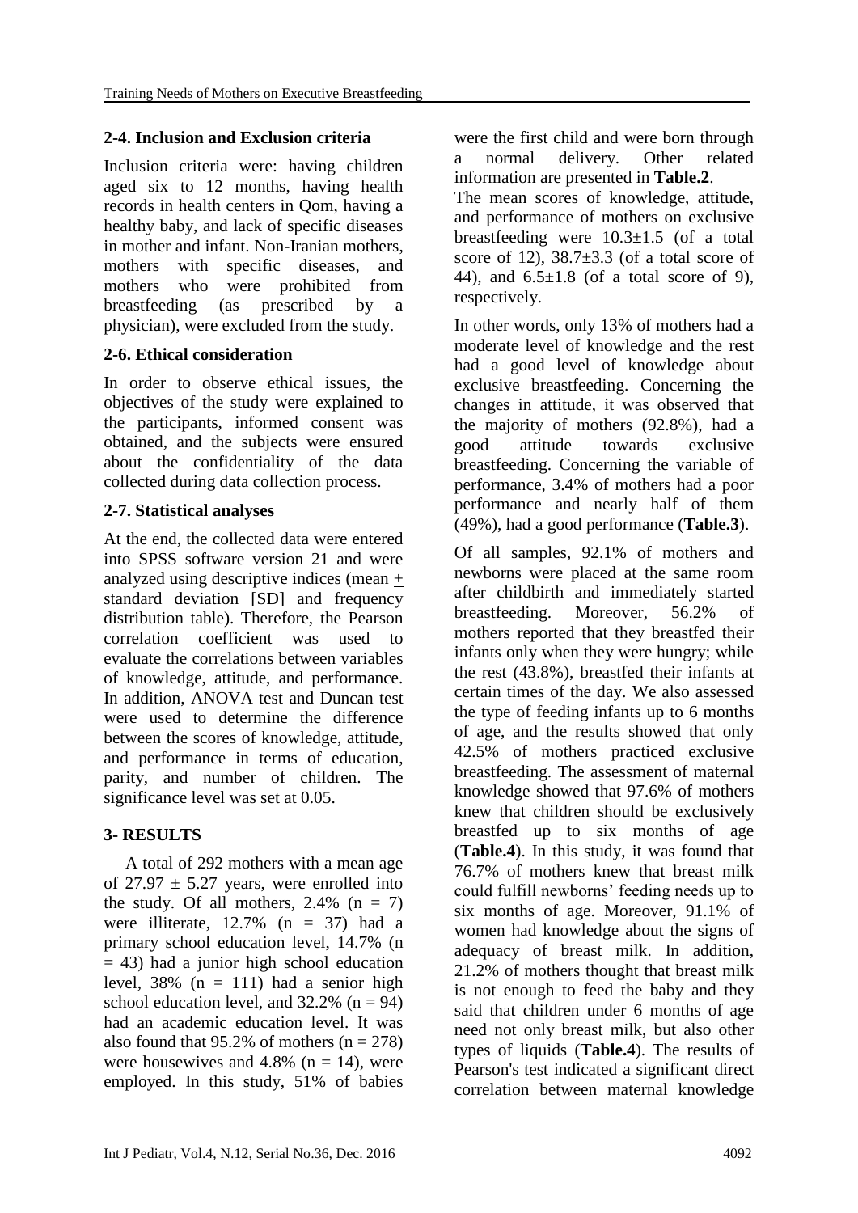### 2-4. Inclusion and Exclusion criteria

Inclusion criteria were: having children aged six to 12 months, having health records in health centers in Qom, having a healthy baby, and lack of specific diseases in mother and infant. Non-Iranian mothers, mothers with specific diseases, and mothers who were prohibited from breastfeeding (as prescribed by a physician), were excluded from the study.

### 2-6. Ethical consideration

In order to observe ethical issues, the objectives of the study were explained to the participants, informed consent was obtained, and the subjects were ensured about the confidentiality of the data collected during data collection process.

### 2-7. Statistical analyses

At the end, the collected data were entered into SPSS software version 21 and were analyzed using descriptive indices (mean ± standard deviation [SD] and frequency distribution table). Therefore, the Pearson correlation coefficient was used to evaluate the correlations between variables of knowledge, attitude, and performance. In addition, ANOVA test and Duncan test were used to determine the difference between the scores of knowledge, attitude, and performance in terms of education, parity, and number of children. The significance level was set at 0.05.

## 3- RESULTS

A total of 292 mothers with a mean age of 27.97 ± 5.27 years, were enrolled into the study. Of all mothers, 2.4% (n = 7) were illiterate, 12.7% (n = 37) had a primary school education level, 14.7% (n = 43) had a junior high school education level, 38% (n = 111) had a senior high school education level, and 32.2% (n = 94) had an academic education level. It was also found that 95.2% of mothers (n = 278) were housewives and 4.8% (n = 14), were employed. In this study, 51% of babies were the first child and were born through a normal delivery. Other related information are presented in **Table.2**.

The mean scores of knowledge, attitude, and performance of mothers on exclusive breastfeeding were 10.3±1.5 (of a total score of 12), 38.7±3.3 (of a total score of 44), and 6.5±1.8 (of a total score of 9), respectively.

In other words, only 13% of mothers had a moderate level of knowledge and the rest had a good level of knowledge about exclusive breastfeeding. Concerning the changes in attitude, it was observed that the majority of mothers (92.8%), had a good attitude towards exclusive breastfeeding. Concerning the variable of performance, 3.4% of mothers had a poor performance and nearly half of them (49%), had a good performance (**Table.3**).

Of all samples, 92.1% of mothers and newborns were placed at the same room after childbirth and immediately started breastfeeding. Moreover, 56.2% of mothers reported that they breastfed their infants only when they were hungry; while the rest (43.8%), breastfed their infants at certain times of the day. We also assessed the type of feeding infants up to 6 months of age, and the results showed that only 42.5% of mothers practiced exclusive breastfeeding. The assessment of maternal knowledge showed that 97.6% of mothers knew that children should be exclusively breastfed up to six months of age (**Table.4**). In this study, it was found that 76.7% of mothers knew that breast milk could fulfill newborns' feeding needs up to six months of age. Moreover, 91.1% of women had knowledge about the signs of adequacy of breast milk. In addition, 21.2% of mothers thought that breast milk is not enough to feed the baby and they said that children under 6 months of age need not only breast milk, but also other types of liquids (**Table.4**). The results of Pearson's test indicated a significant direct correlation between maternal knowledge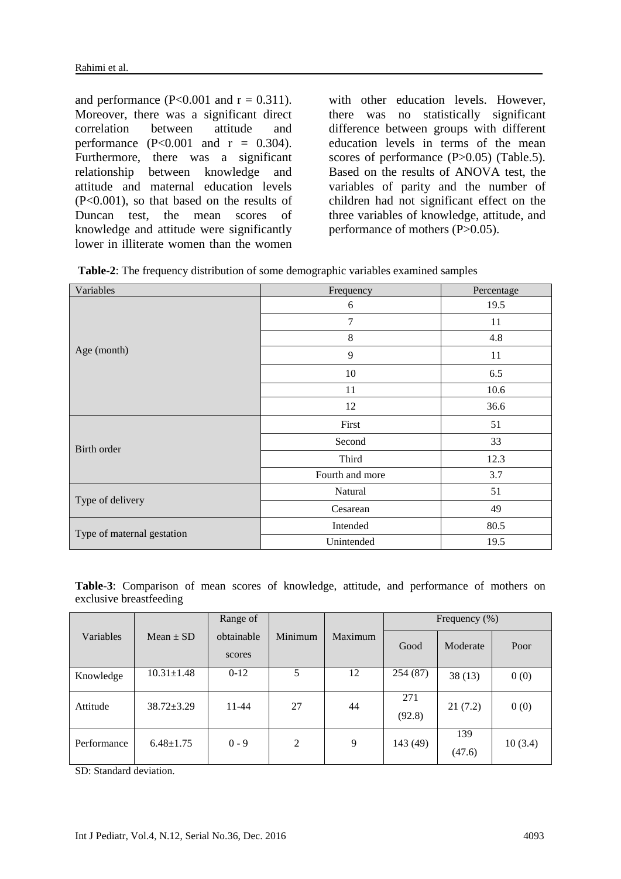and performance ($P<0.001$ and $r = 0.311$). Moreover, there was a significant direct correlation between attitude and performance ($P<0.001$ and $r = 0.304$). Furthermore, there was a significant relationship between knowledge and attitude and maternal education levels ($P<0.001$), so that based on the results of Duncan test, the mean scores of knowledge and attitude were significantly lower in illiterate women than the women with other education levels. However, there was no statistically significant difference between groups with different education levels in terms of the mean scores of performance ($P>0.05$) (Table.5). Based on the results of ANOVA test, the variables of parity and the number of children had not significant effect on the three variables of knowledge, attitude, and performance of mothers ($P>0.05$).

**Table-2**: The frequency distribution of some demographic variables examined samples

| Variables | Frequency | Percentage |
|---|---|---|
| Age (month) | 6 | 19.5 |
| | 7 | 11 |
| | 8 | 4.8 |
| | 9 | 11 |
| | 10 | 6.5 |
| | 11 | 10.6 |
| | 12 | 36.6 |
| Birth order | First | 51 |
| | Second | 33 |
| | Third | 12.3 |
| | Fourth and more | 3.7 |
| Type of delivery | Natural | 51 |
| | Cesarean | 49 |
| Type of maternal gestation | Intended | 80.5 |
| | Unintended | 19.5 |

**Table-3**: Comparison of mean scores of knowledge, attitude, and performance of mothers on exclusive breastfeeding

| Variables | Mean ± SD | Range of obtainable scores | Minimum | Maximum | Frequency (%) | | |
|---|---|---|---|---|---|---|---|
| | | | | | Good | Moderate | Poor |
| Knowledge | 10.31±1.48 | 0-12 | 5 | 12 | 254 (87) | 38 (13) | 0 (0) |
| Attitude | 38.72±3.29 | 11-44 | 27 | 44 | 271 (92.8) | 21 (7.2) | 0 (0) |
| Performance | 6.48±1.75 | 0 - 9 | 2 | 9 | 143 (49) | 139 (47.6) | 10 (3.4) |

SD: Standard deviation.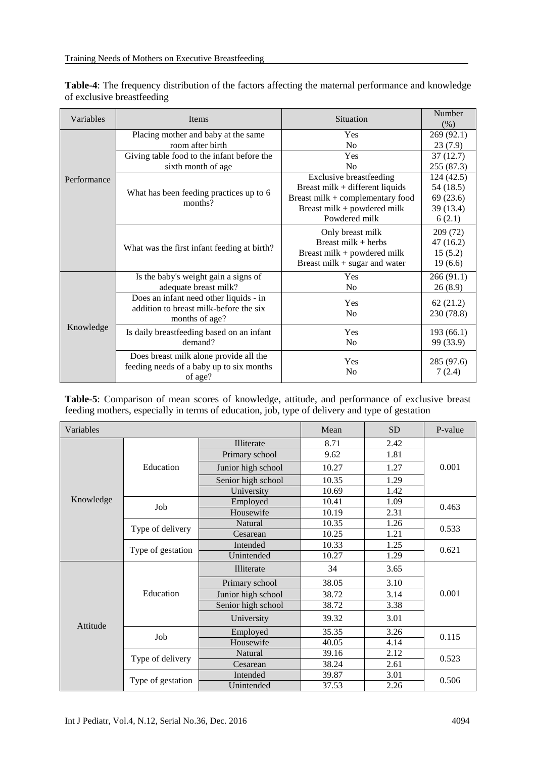**Table-4**: The frequency distribution of the factors affecting the maternal performance and knowledge of exclusive breastfeeding

| Variables | Items | Situation | Number (%) |
|---|---|---|---|
| Performance | Placing mother and baby at the same room after birth | Yes | 269 (92.1) |
| | | No | 23 (7.9) |
| | Giving table food to the infant before the sixth month of age | Yes | 37 (12.7) |
| | | No | 255 (87.3) |
| | What has been feeding practices up to 6 months? | Exclusive breastfeeding | 124 (42.5) |
| | | Breast milk + different liquids | 54 (18.5) |
| | | Breast milk + complementary food | 69 (23.6) |
| | | Breast milk + powdered milk | 39 (13.4) |
| | | Powdered milk | 6 (2.1) |
| | What was the first infant feeding at birth? | Only breast milk | 209 (72) |
| | | Breast milk + herbs | 47 (16.2) |
| | | Breast milk + powdered milk | 15 (5.2) |
| | | Breast milk + sugar and water | 19 (6.6) |
| Knowledge | Is the baby's weight gain a signs of adequate breast milk? | Yes | 266 (91.1) |
| | | No | 26 (8.9) |
| | Does an infant need other liquids - in addition to breast milk-before the six months of age? | Yes | 62 (21.2) |
| | | No | 230 (78.8) |
| | Is daily breastfeeding based on an infant demand? | Yes | 193 (66.1) |
| | | No | 99 (33.9) |
| | Does breast milk alone provide all the feeding needs of a baby up to six months of age? | Yes | 285 (97.6) |
| | | No | 7 (2.4) |

**Table-5**: Comparison of mean scores of knowledge, attitude, and performance of exclusive breast feeding mothers, especially in terms of education, job, type of delivery and type of gestation

| Variables | | | Mean | SD | P-value |
|---|---|---|---|---|---|
| Knowledge | Education | Illiterate | 8.71 | 2.42 | 0.001 |
| | | Primary school | 9.62 | 1.81 | |
| | | Junior high school | 10.27 | 1.27 | |
| | | Senior high school | 10.35 | 1.29 | |
| | | University | 10.69 | 1.42 | |
| | Job | Employed | 10.41 | 1.09 | 0.463 |
| | | Housewife | 10.19 | 2.31 | |
| | Type of delivery | Natural | 10.35 | 1.26 | 0.533 |
| | | Cesarean | 10.25 | 1.21 | |
| | Type of gestation | Intended | 10.33 | 1.25 | 0.621 |
| | | Unintended | 10.27 | 1.29 | |
| Attitude | Education | Illiterate | 34 | 3.65 | 0.001 |
| | | Primary school | 38.05 | 3.10 | |
| | | Junior high school | 38.72 | 3.14 | |
| | | Senior high school | 38.72 | 3.38 | |
| | | University | 39.32 | 3.01 | |
| | Job | Employed | 35.35 | 3.26 | 0.115 |
| | | Housewife | 40.05 | 4.14 | |
| | Type of delivery | Natural | 39.16 | 2.12 | 0.523 |
| | | Cesarean | 38.24 | 2.61 | |
| | Type of gestation | Intended | 39.87 | 3.01 | 0.506 |
| | | Unintended | 37.53 | 2.26 | |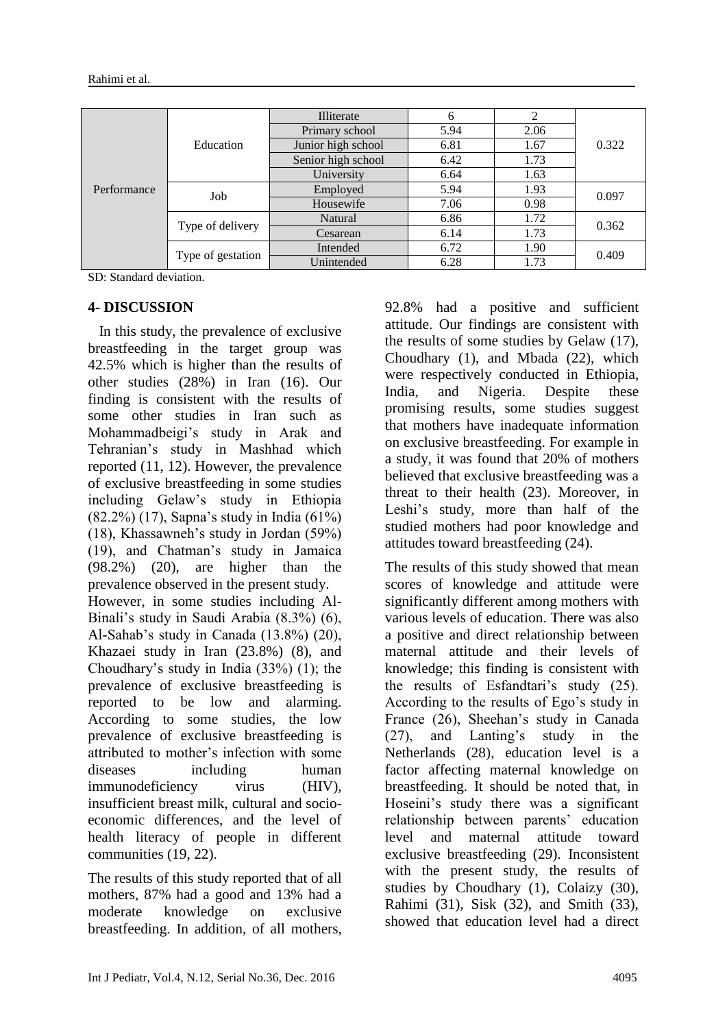| | | | | | |
|---|---|---|---|---|---|
| Performance | Education | Illiterate | 6 | 2 | 0.322 |
| | | Primary school | 5.94 | 2.06 | |
| | | Junior high school | 6.81 | 1.67 | |
| | | Senior high school | 6.42 | 1.73 | |
| | | University | 6.64 | 1.63 | |
| | Job | Employed | 5.94 | 1.93 | 0.097 |
| | | Housewife | 7.06 | 0.98 | |
| | Type of delivery | Natural | 6.86 | 1.72 | 0.362 |
| | | Cesarean | 6.14 | 1.73 | |
| | Type of gestation | Intended | 6.72 | 1.90 | 0.409 |
| | | Unintended | 6.28 | 1.73 | |

SD: Standard deviation.

## 4- DISCUSSION

In this study, the prevalence of exclusive breastfeeding in the target group was 42.5% which is higher than the results of other studies (28%) in Iran (16). Our finding is consistent with the results of some other studies in Iran such as Mohammadbeigi's study in Arak and Tehranian's study in Mashhad which reported (11, 12). However, the prevalence of exclusive breastfeeding in some studies including Gelaw's study in Ethiopia (82.2%) (17), Sapna's study in India (61%) (18), Khassawneh's study in Jordan (59%) (19), and Chatman's study in Jamaica (98.2%) (20), are higher than the prevalence observed in the present study. However, in some studies including Al-Binali's study in Saudi Arabia (8.3%) (6), Al-Sahab's study in Canada (13.8%) (20), Khazaei study in Iran (23.8%) (8), and Choudhary's study in India (33%) (1); the prevalence of exclusive breastfeeding is reported to be low and alarming. According to some studies, the low prevalence of exclusive breastfeeding is attributed to mother's infection with some diseases including human immunodeficiency virus (HIV), insufficient breast milk, cultural and socio-economic differences, and the level of health literacy of people in different communities (19, 22).

The results of this study reported that of all mothers, 87% had a good and 13% had a moderate knowledge on exclusive breastfeeding. In addition, of all mothers, 92.8% had a positive and sufficient attitude. Our findings are consistent with the results of some studies by Gelaw (17), Choudhary (1), and Mbada (22), which were respectively conducted in Ethiopia, India, and Nigeria. Despite these promising results, some studies suggest that mothers have inadequate information on exclusive breastfeeding. For example in a study, it was found that 20% of mothers believed that exclusive breastfeeding was a threat to their health (23). Moreover, in Leshi's study, more than half of the studied mothers had poor knowledge and attitudes toward breastfeeding (24).

The results of this study showed that mean scores of knowledge and attitude were significantly different among mothers with various levels of education. There was also a positive and direct relationship between maternal attitude and their levels of knowledge; this finding is consistent with the results of Esfandtari's study (25). According to the results of Ego's study in France (26), Sheehan's study in Canada (27), and Lanting's study in the Netherlands (28), education level is a factor affecting maternal knowledge on breastfeeding. It should be noted that, in Hoseini's study there was a significant relationship between parents' education level and maternal attitude toward exclusive breastfeeding (29). Inconsistent with the present study, the results of studies by Choudhary (1), Colaizy (30), Rahimi (31), Sisk (32), and Smith (33), showed that education level had a direct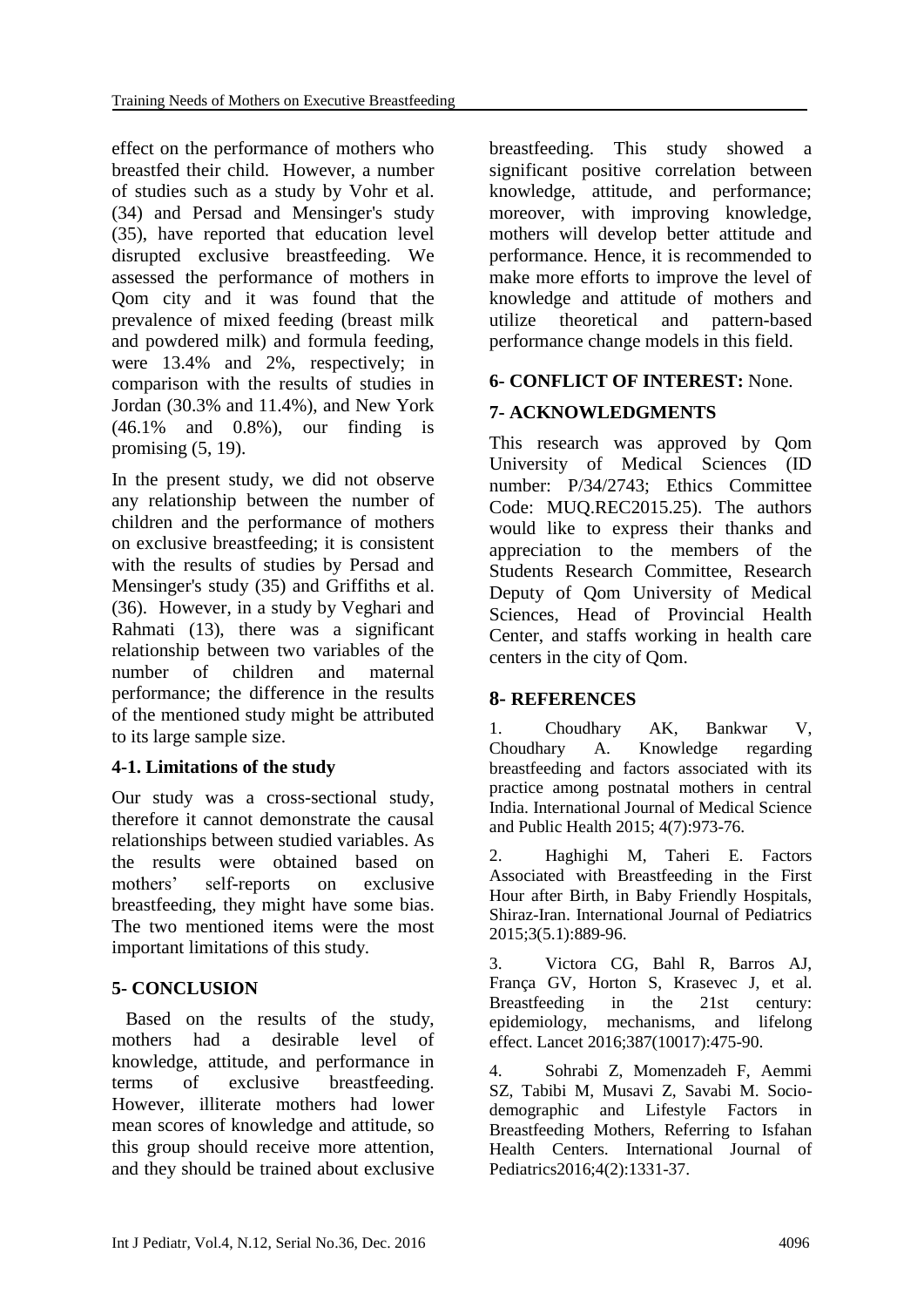effect on the performance of mothers who breastfed their child. However, a number of studies such as a study by Vohr et al. (34) and Persad and Mensinger's study (35), have reported that education level disrupted exclusive breastfeeding. We assessed the performance of mothers in Qom city and it was found that the prevalence of mixed feeding (breast milk and powdered milk) and formula feeding, were 13.4% and 2%, respectively; in comparison with the results of studies in Jordan (30.3% and 11.4%), and New York (46.1% and 0.8%), our finding is promising (5, 19).

In the present study, we did not observe any relationship between the number of children and the performance of mothers on exclusive breastfeeding; it is consistent with the results of studies by Persad and Mensinger's study (35) and Griffiths et al. (36). However, in a study by Veghari and Rahmati (13), there was a significant relationship between two variables of the number of children and maternal performance; the difference in the results of the mentioned study might be attributed to its large sample size.

### 4-1. Limitations of the study

Our study was a cross-sectional study, therefore it cannot demonstrate the causal relationships between studied variables. As the results were obtained based on mothers' self-reports on exclusive breastfeeding, they might have some bias. The two mentioned items were the most important limitations of this study.

## 5- CONCLUSION

Based on the results of the study, mothers had a desirable level of knowledge, attitude, and performance in terms of exclusive breastfeeding. However, illiterate mothers had lower mean scores of knowledge and attitude, so this group should receive more attention, and they should be trained about exclusive breastfeeding. This study showed a significant positive correlation between knowledge, attitude, and performance; moreover, with improving knowledge, mothers will develop better attitude and performance. Hence, it is recommended to make more efforts to improve the level of knowledge and attitude of mothers and utilize theoretical and pattern-based performance change models in this field.

## 6- CONFLICT OF INTEREST: None.

## 7- ACKNOWLEDGMENTS

This research was approved by Qom University of Medical Sciences (ID number: P/34/2743; Ethics Committee Code: MUQ.REC2015.25). The authors would like to express their thanks and appreciation to the members of the Students Research Committee, Research Deputy of Qom University of Medical Sciences, Head of Provincial Health Center, and staffs working in health care centers in the city of Qom.

## 8- REFERENCES

1. Choudhary AK, Bankwar V, Choudhary A. Knowledge regarding breastfeeding and factors associated with its practice among postnatal mothers in central India. International Journal of Medical Science and Public Health 2015; 4(7):973-76.

2. Haghighi M, Taheri E. Factors Associated with Breastfeeding in the First Hour after Birth, in Baby Friendly Hospitals, Shiraz-Iran. International Journal of Pediatrics 2015;3(5.1):889-96.

3. Victora CG, Bahl R, Barros AJ, França GV, Horton S, Krasevec J, et al. Breastfeeding in the 21st century: epidemiology, mechanisms, and lifelong effect. Lancet 2016;387(10017):475-90.

4. Sohrabi Z, Momenzadeh F, Aemmi SZ, Tabibi M, Musavi Z, Savabi M. Socio-demographic and Lifestyle Factors in Breastfeeding Mothers, Referring to Isfahan Health Centers. International Journal of Pediatrics2016;4(2):1331-37.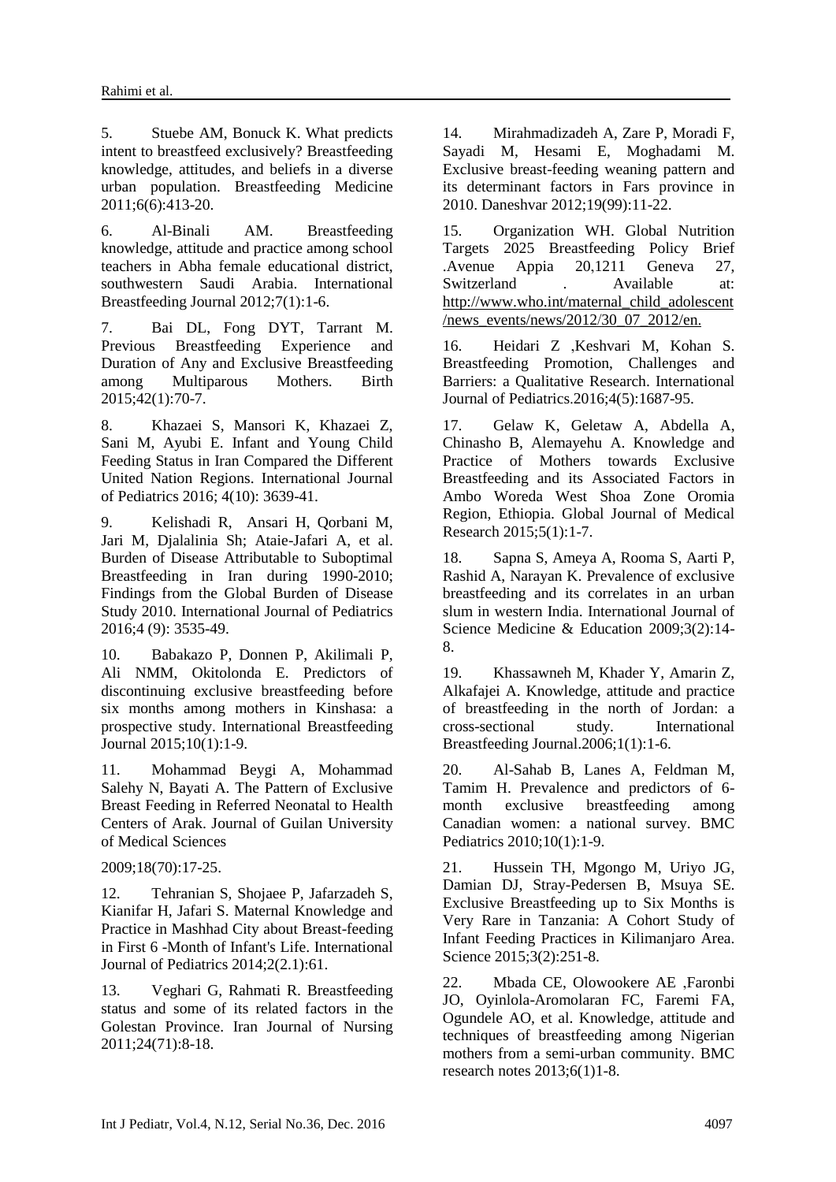5. Stuebe AM, Bonuck K. What predicts intent to breastfeed exclusively? Breastfeeding knowledge, attitudes, and beliefs in a diverse urban population. Breastfeeding Medicine 2011;6(6):413-20.

6. Al-Binali AM. Breastfeeding knowledge, attitude and practice among school teachers in Abha female educational district, southwestern Saudi Arabia. International Breastfeeding Journal 2012;7(1):1-6.

7. Bai DL, Fong DYT, Tarrant M. Previous Breastfeeding Experience and Duration of Any and Exclusive Breastfeeding among Multiparous Mothers. Birth 2015;42(1):70-7.

8. Khazaei S, Mansori K, Khazaei Z, Sani M, Ayubi E. Infant and Young Child Feeding Status in Iran Compared the Different United Nation Regions. International Journal of Pediatrics 2016; 4(10): 3639-41.

9. Kelishadi R, Ansari H, Qorbani M, Jari M, Djalalinia Sh; Ataie-Jafari A, et al. Burden of Disease Attributable to Suboptimal Breastfeeding in Iran during 1990-2010; Findings from the Global Burden of Disease Study 2010. International Journal of Pediatrics 2016;4 (9): 3535-49.

10. Babakazo P, Donnen P, Akilimali P, Ali NMM, Okitolonda E. Predictors of discontinuing exclusive breastfeeding before six months among mothers in Kinshasa: a prospective study. International Breastfeeding Journal 2015;10(1):1-9.

11. Mohammad Beygi A, Mohammad Salehy N, Bayati A. The Pattern of Exclusive Breast Feeding in Referred Neonatal to Health Centers of Arak. Journal of Guilan University of Medical Sciences

2009;18(70):17-25.

12. Tehranian S, Shojaee P, Jafarzadeh S, Kianifar H, Jafari S. Maternal Knowledge and Practice in Mashhad City about Breast-feeding in First 6 -Month of Infant's Life. International Journal of Pediatrics 2014;2(2.1):61.

13. Veghari G, Rahmati R. Breastfeeding status and some of its related factors in the Golestan Province. Iran Journal of Nursing 2011;24(71):8-18.

14. Mirahmadizadeh A, Zare P, Moradi F, Sayadi M, Hesami E, Moghadami M. Exclusive breast-feeding weaning pattern and its determinant factors in Fars province in 2010. Daneshvar 2012;19(99):11-22.

15. Organization WH. Global Nutrition Targets 2025 Breastfeeding Policy Brief .Avenue Appia 20,1211 Geneva 27, Switzerland . Available at: http://www.who.int/maternal_child_adolescent/news_events/news/2012/30_07_2012/en.

16. Heidari Z ,Keshvari M, Kohan S. Breastfeeding Promotion, Challenges and Barriers: a Qualitative Research. International Journal of Pediatrics.2016;4(5):1687-95.

17. Gelaw K, Geletaw A, Abdella A, Chinasho B, Alemayehu A. Knowledge and Practice of Mothers towards Exclusive Breastfeeding and its Associated Factors in Ambo Woreda West Shoa Zone Oromia Region, Ethiopia. Global Journal of Medical Research 2015;5(1):1-7.

18. Sapna S, Ameya A, Rooma S, Aarti P, Rashid A, Narayan K. Prevalence of exclusive breastfeeding and its correlates in an urban slum in western India. International Journal of Science Medicine & Education 2009;3(2):14-8.

19. Khassawneh M, Khader Y, Amarin Z, Alkafajei A. Knowledge, attitude and practice of breastfeeding in the north of Jordan: a cross-sectional study. International Breastfeeding Journal.2006;1(1):1-6.

20. Al-Sahab B, Lanes A, Feldman M, Tamim H. Prevalence and predictors of 6-month exclusive breastfeeding among Canadian women: a national survey. BMC Pediatrics 2010;10(1):1-9.

21. Hussein TH, Mgongo M, Uriyo JG, Damian DJ, Stray-Pedersen B, Msuya SE. Exclusive Breastfeeding up to Six Months is Very Rare in Tanzania: A Cohort Study of Infant Feeding Practices in Kilimanjaro Area. Science 2015;3(2):251-8.

22. Mbada CE, Olowookere AE ,Faronbi JO, Oyinlola-Aromolaran FC, Faremi FA, Ogundele AO, et al. Knowledge, attitude and techniques of breastfeeding among Nigerian mothers from a semi-urban community. BMC research notes 2013;6(1)1-8.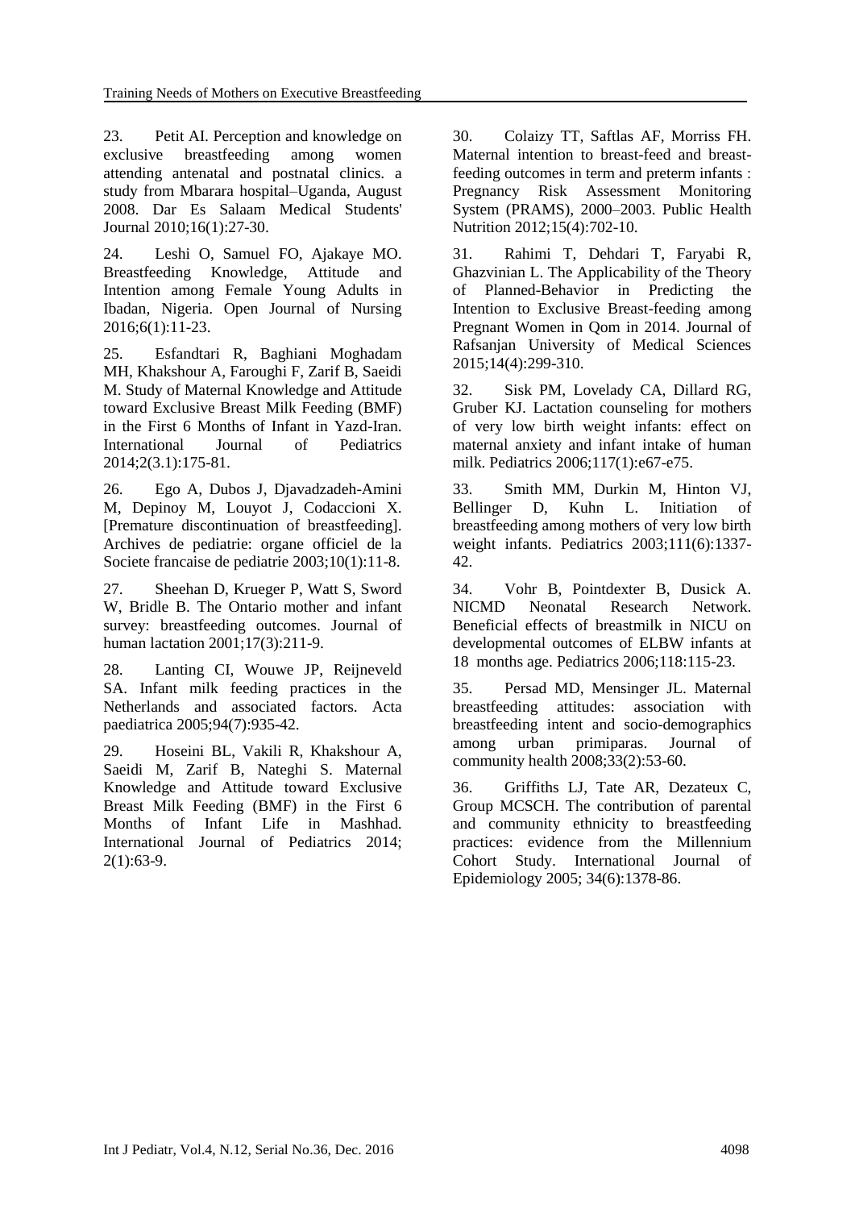23. Petit AI. Perception and knowledge on exclusive breastfeeding among women attending antenatal and postnatal clinics. a study from Mbarara hospital–Uganda, August 2008. Dar Es Salaam Medical Students' Journal 2010;16(1):27-30.

24. Leshi O, Samuel FO, Ajakaye MO. Breastfeeding Knowledge, Attitude and Intention among Female Young Adults in Ibadan, Nigeria. Open Journal of Nursing 2016;6(1):11-23.

25. Esfandtari R, Baghiani Moghadam MH, Khakshour A, Faroughi F, Zarif B, Saeidi M. Study of Maternal Knowledge and Attitude toward Exclusive Breast Milk Feeding (BMF) in the First 6 Months of Infant in Yazd-Iran. International Journal of Pediatrics 2014;2(3.1):175-81.

26. Ego A, Dubos J, Djavadzadeh-Amini M, Depinoy M, Louyot J, Codaccioni X. [Premature discontinuation of breastfeeding]. Archives de pediatrie: organe officiel de la Societe francaise de pediatrie 2003;10(1):11-8.

27. Sheehan D, Krueger P, Watt S, Sword W, Bridle B. The Ontario mother and infant survey: breastfeeding outcomes. Journal of human lactation 2001;17(3):211-9.

28. Lanting CI, Wouwe JP, Reijneveld SA. Infant milk feeding practices in the Netherlands and associated factors. Acta paediatrica 2005;94(7):935-42.

29. Hoseini BL, Vakili R, Khakshour A, Saeidi M, Zarif B, Nateghi S. Maternal Knowledge and Attitude toward Exclusive Breast Milk Feeding (BMF) in the First 6 Months of Infant Life in Mashhad. International Journal of Pediatrics 2014; 2(1):63-9.

30. Colaizy TT, Saftlas AF, Morriss FH. Maternal intention to breast-feed and breast-feeding outcomes in term and preterm infants : Pregnancy Risk Assessment Monitoring System (PRAMS), 2000–2003. Public Health Nutrition 2012;15(4):702-10.

31. Rahimi T, Dehdari T, Faryabi R, Ghazvinian L. The Applicability of the Theory of Planned-Behavior in Predicting the Intention to Exclusive Breast-feeding among Pregnant Women in Qom in 2014. Journal of Rafsanjan University of Medical Sciences 2015;14(4):299-310.

32. Sisk PM, Lovelady CA, Dillard RG, Gruber KJ. Lactation counseling for mothers of very low birth weight infants: effect on maternal anxiety and infant intake of human milk. Pediatrics 2006;117(1):e67-e75.

33. Smith MM, Durkin M, Hinton VJ, Bellinger D, Kuhn L. Initiation of breastfeeding among mothers of very low birth weight infants. Pediatrics 2003;111(6):1337-42.

34. Vohr B, Pointdexter B, Dusick A. NICMD Neonatal Research Network. Beneficial effects of breastmilk in NICU on developmental outcomes of ELBW infants at 18 months age. Pediatrics 2006;118:115-23.

35. Persad MD, Mensinger JL. Maternal breastfeeding attitudes: association with breastfeeding intent and socio-demographics among urban primiparas. Journal of community health 2008;33(2):53-60.

36. Griffiths LJ, Tate AR, Dezateux C, Group MCSCH. The contribution of parental and community ethnicity to breastfeeding practices: evidence from the Millennium Cohort Study. International Journal of Epidemiology 2005; 34(6):1378-86.